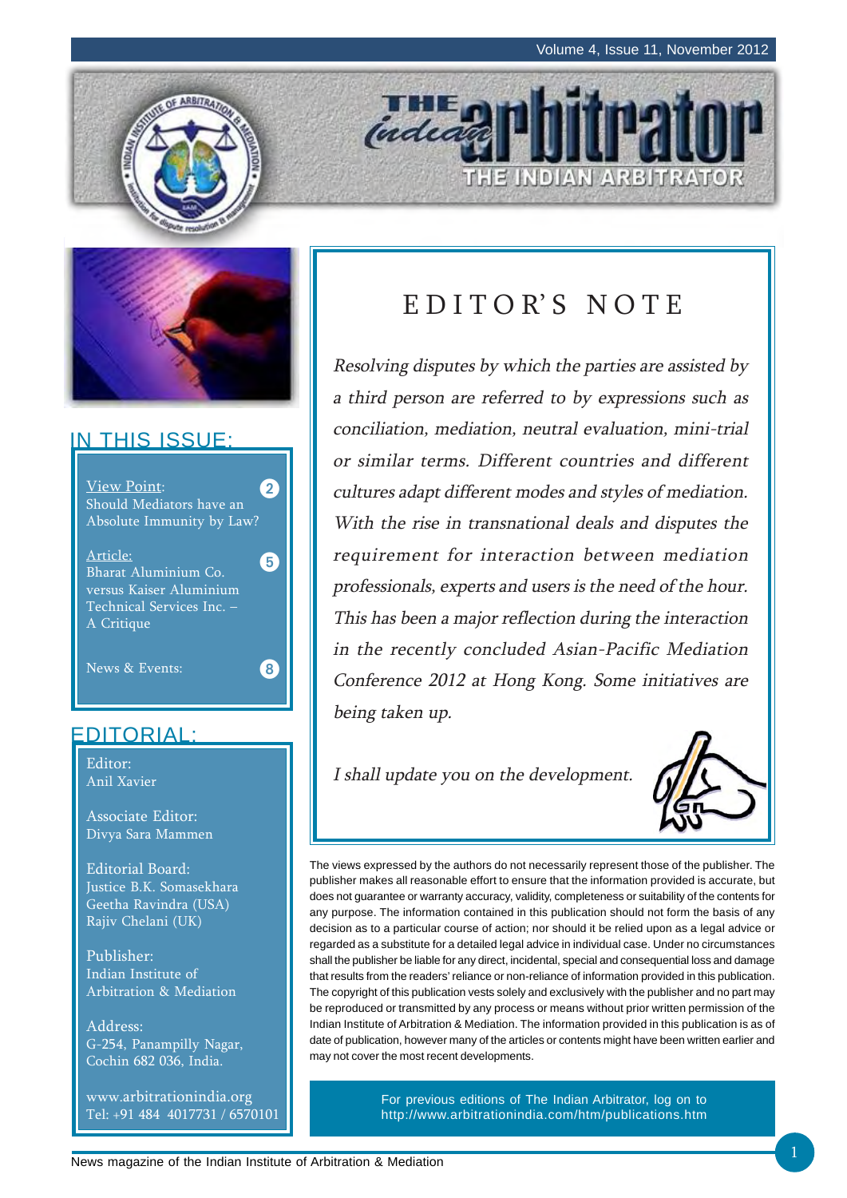# THE INDIAN ARBITRATOR

## IN THIS ISSUE:

View Point: Should Mediators have an Absolute Immunity by Law? — 2

Article: Bharat Aluminium Co. versus Kaiser Aluminium Technical Services Inc. – A Critique — 5

News & Events: — 8

## EDITORIAL:

Editor:
Anil Xavier

Associate Editor:
Divya Sara Mammen

Editorial Board:
Justice B.K. Somasekhara
Geetha Ravindra (USA)
Rajiv Chelani (UK)

Publisher:
Indian Institute of Arbitration & Mediation

Address:
G-254, Panampilly Nagar,
Cochin 682 036, India.

www.arbitrationindia.org
Tel: +91 484 4017731 / 6570101

## EDITOR'S NOTE

*Resolving disputes by which the parties are assisted by a third person are referred to by expressions such as conciliation, mediation, neutral evaluation, mini-trial or similar terms. Different countries and different cultures adapt different modes and styles of mediation. With the rise in transnational deals and disputes the requirement for interaction between mediation professionals, experts and users is the need of the hour. This has been a major reflection during the interaction in the recently concluded Asian-Pacific Mediation Conference 2012 at Hong Kong. Some initiatives are being taken up.*

*I shall update you on the development.*

The views expressed by the authors do not necessarily represent those of the publisher. The publisher makes all reasonable effort to ensure that the information provided is accurate, but does not guarantee or warranty accuracy, validity, completeness or suitability of the contents for any purpose. The information contained in this publication should not form the basis of any decision as to a particular course of action; nor should it be relied upon as a legal advice or regarded as a substitute for a detailed legal advice in individual case. Under no circumstances shall the publisher be liable for any direct, incidental, special and consequential loss and damage that results from the readers' reliance or non-reliance of information provided in this publication. The copyright of this publication vests solely and exclusively with the publisher and no part may be reproduced or transmitted by any process or means without prior written permission of the Indian Institute of Arbitration & Mediation. The information provided in this publication is as of date of publication, however many of the articles or contents might have been written earlier and may not cover the most recent developments.

For previous editions of The Indian Arbitrator, log on to http://www.arbitrationindia.com/htm/publications.htm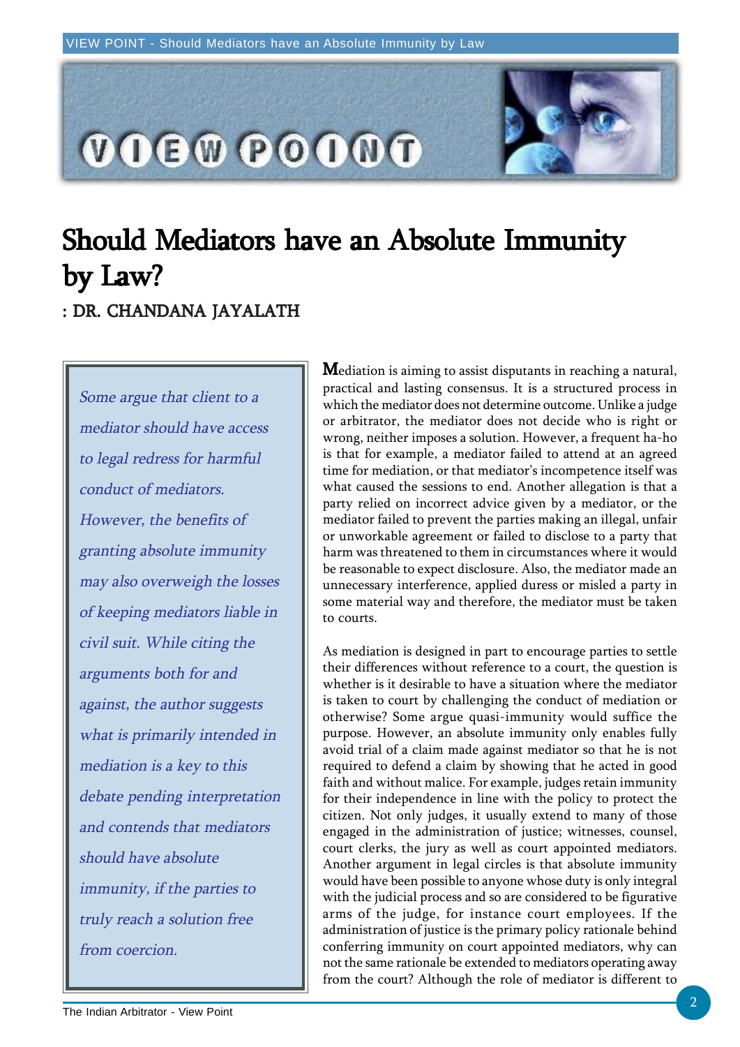# Should Mediators have an Absolute Immunity by Law?

: DR. CHANDANA JAYALATH

*Some argue that client to a mediator should have access to legal redress for harmful conduct of mediators. However, the benefits of granting absolute immunity may also overweigh the losses of keeping mediators liable in civil suit. While citing the arguments both for and against, the author suggests what is primarily intended in mediation is a key to this debate pending interpretation and contends that mediators should have absolute immunity, if the parties to truly reach a solution free from coercion.*

Mediation is aiming to assist disputants in reaching a natural, practical and lasting consensus. It is a structured process in which the mediator does not determine outcome. Unlike a judge or arbitrator, the mediator does not decide who is right or wrong, neither imposes a solution. However, a frequent ha-ho is that for example, a mediator failed to attend at an agreed time for mediation, or that mediator's incompetence itself was what caused the sessions to end. Another allegation is that a party relied on incorrect advice given by a mediator, or the mediator failed to prevent the parties making an illegal, unfair or unworkable agreement or failed to disclose to a party that harm was threatened to them in circumstances where it would be reasonable to expect disclosure. Also, the mediator made an unnecessary interference, applied duress or misled a party in some material way and therefore, the mediator must be taken to courts.

As mediation is designed in part to encourage parties to settle their differences without reference to a court, the question is whether is it desirable to have a situation where the mediator is taken to court by challenging the conduct of mediation or otherwise? Some argue quasi-immunity would suffice the purpose. However, an absolute immunity only enables fully avoid trial of a claim made against mediator so that he is not required to defend a claim by showing that he acted in good faith and without malice. For example, judges retain immunity for their independence in line with the policy to protect the citizen. Not only judges, it usually extend to many of those engaged in the administration of justice; witnesses, counsel, court clerks, the jury as well as court appointed mediators. Another argument in legal circles is that absolute immunity would have been possible to anyone whose duty is only integral with the judicial process and so are considered to be figurative arms of the judge, for instance court employees. If the administration of justice is the primary policy rationale behind conferring immunity on court appointed mediators, why can not the same rationale be extended to mediators operating away from the court? Although the role of mediator is different to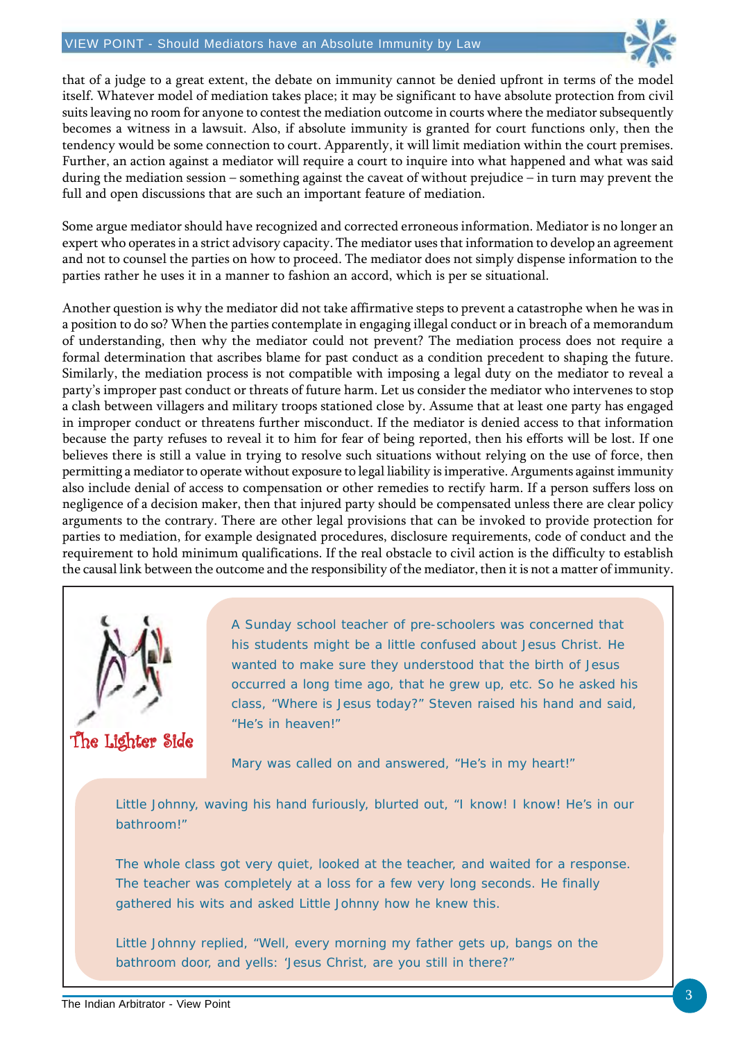that of a judge to a great extent, the debate on immunity cannot be denied upfront in terms of the model itself. Whatever model of mediation takes place; it may be significant to have absolute protection from civil suits leaving no room for anyone to contest the mediation outcome in courts where the mediator subsequently becomes a witness in a lawsuit. Also, if absolute immunity is granted for court functions only, then the tendency would be some connection to court. Apparently, it will limit mediation within the court premises. Further, an action against a mediator will require a court to inquire into what happened and what was said during the mediation session – something against the caveat of without prejudice – in turn may prevent the full and open discussions that are such an important feature of mediation.

Some argue mediator should have recognized and corrected erroneous information. Mediator is no longer an expert who operates in a strict advisory capacity. The mediator uses that information to develop an agreement and not to counsel the parties on how to proceed. The mediator does not simply dispense information to the parties rather he uses it in a manner to fashion an accord, which is per se situational.

Another question is why the mediator did not take affirmative steps to prevent a catastrophe when he was in a position to do so? When the parties contemplate in engaging illegal conduct or in breach of a memorandum of understanding, then why the mediator could not prevent? The mediation process does not require a formal determination that ascribes blame for past conduct as a condition precedent to shaping the future. Similarly, the mediation process is not compatible with imposing a legal duty on the mediator to reveal a party's improper past conduct or threats of future harm. Let us consider the mediator who intervenes to stop a clash between villagers and military troops stationed close by. Assume that at least one party has engaged in improper conduct or threatens further misconduct. If the mediator is denied access to that information because the party refuses to reveal it to him for fear of being reported, then his efforts will be lost. If one believes there is still a value in trying to resolve such situations without relying on the use of force, then permitting a mediator to operate without exposure to legal liability is imperative. Arguments against immunity also include denial of access to compensation or other remedies to rectify harm. If a person suffers loss on negligence of a decision maker, then that injured party should be compensated unless there are clear policy arguments to the contrary. There are other legal provisions that can be invoked to provide protection for parties to mediation, for example designated procedures, disclosure requirements, code of conduct and the requirement to hold minimum qualifications. If the real obstacle to civil action is the difficulty to establish the causal link between the outcome and the responsibility of the mediator, then it is not a matter of immunity.

**The Lighter Side**

A Sunday school teacher of pre-schoolers was concerned that his students might be a little confused about Jesus Christ. He wanted to make sure they understood that the birth of Jesus occurred a long time ago, that he grew up, etc. So he asked his class, "Where is Jesus today?" Steven raised his hand and said, "He's in heaven!"

Mary was called on and answered, "He's in my heart!"

Little Johnny, waving his hand furiously, blurted out, "I know! I know! He's in our bathroom!"

The whole class got very quiet, looked at the teacher, and waited for a response. The teacher was completely at a loss for a few very long seconds. He finally gathered his wits and asked Little Johnny how he knew this.

Little Johnny replied, "Well, every morning my father gets up, bangs on the bathroom door, and yells: 'Jesus Christ, are you still in there?"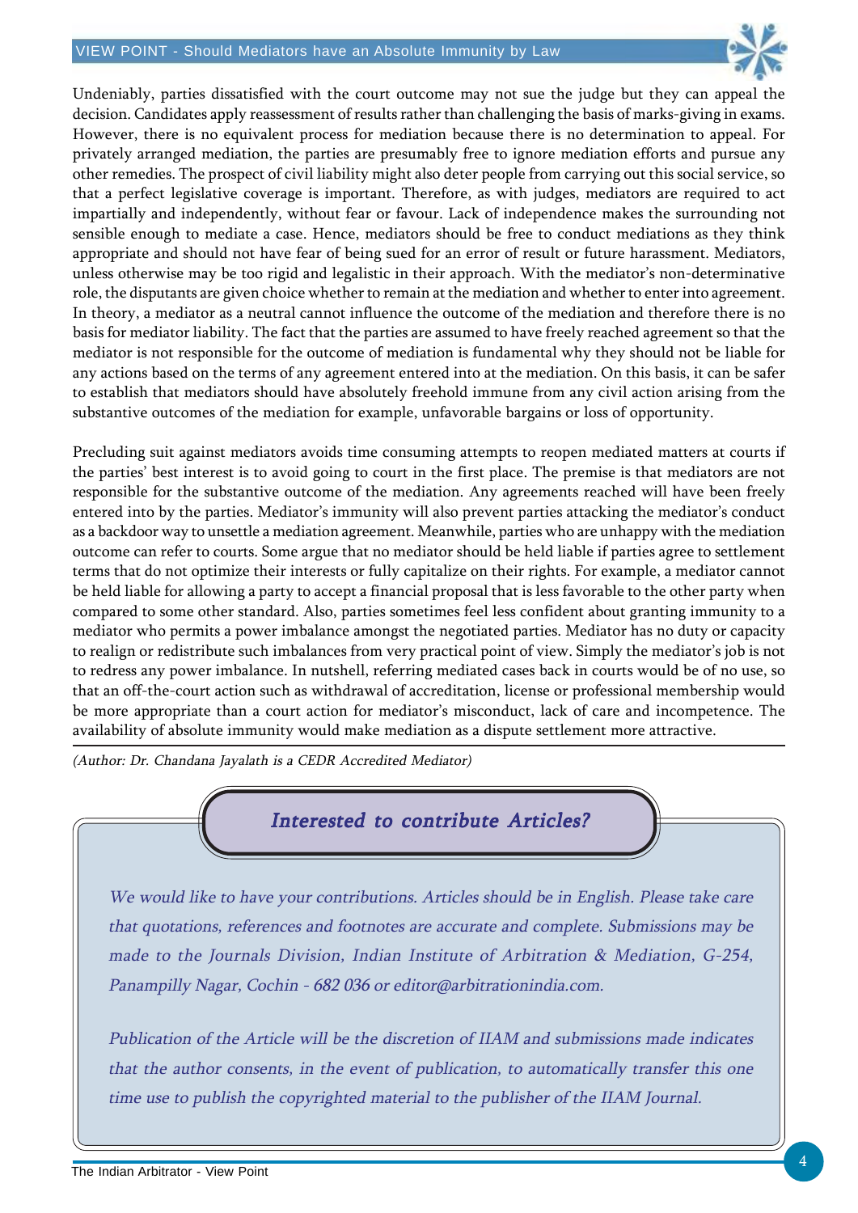Undeniably, parties dissatisfied with the court outcome may not sue the judge but they can appeal the decision. Candidates apply reassessment of results rather than challenging the basis of marks-giving in exams. However, there is no equivalent process for mediation because there is no determination to appeal. For privately arranged mediation, the parties are presumably free to ignore mediation efforts and pursue any other remedies. The prospect of civil liability might also deter people from carrying out this social service, so that a perfect legislative coverage is important. Therefore, as with judges, mediators are required to act impartially and independently, without fear or favour. Lack of independence makes the surrounding not sensible enough to mediate a case. Hence, mediators should be free to conduct mediations as they think appropriate and should not have fear of being sued for an error of result or future harassment. Mediators, unless otherwise may be too rigid and legalistic in their approach. With the mediator's non-determinative role, the disputants are given choice whether to remain at the mediation and whether to enter into agreement. In theory, a mediator as a neutral cannot influence the outcome of the mediation and therefore there is no basis for mediator liability. The fact that the parties are assumed to have freely reached agreement so that the mediator is not responsible for the outcome of mediation is fundamental why they should not be liable for any actions based on the terms of any agreement entered into at the mediation. On this basis, it can be safer to establish that mediators should have absolutely freehold immune from any civil action arising from the substantive outcomes of the mediation for example, unfavorable bargains or loss of opportunity.

Precluding suit against mediators avoids time consuming attempts to reopen mediated matters at courts if the parties' best interest is to avoid going to court in the first place. The premise is that mediators are not responsible for the substantive outcome of the mediation. Any agreements reached will have been freely entered into by the parties. Mediator's immunity will also prevent parties attacking the mediator's conduct as a backdoor way to unsettle a mediation agreement. Meanwhile, parties who are unhappy with the mediation outcome can refer to courts. Some argue that no mediator should be held liable if parties agree to settlement terms that do not optimize their interests or fully capitalize on their rights. For example, a mediator cannot be held liable for allowing a party to accept a financial proposal that is less favorable to the other party when compared to some other standard. Also, parties sometimes feel less confident about granting immunity to a mediator who permits a power imbalance amongst the negotiated parties. Mediator has no duty or capacity to realign or redistribute such imbalances from very practical point of view. Simply the mediator's job is not to redress any power imbalance. In nutshell, referring mediated cases back in courts would be of no use, so that an off-the-court action such as withdrawal of accreditation, license or professional membership would be more appropriate than a court action for mediator's misconduct, lack of care and incompetence. The availability of absolute immunity would make mediation as a dispute settlement more attractive.

*(Author: Dr. Chandana Jayalath is a CEDR Accredited Mediator)*

## *Interested to contribute Articles?*

*We would like to have your contributions. Articles should be in English. Please take care that quotations, references and footnotes are accurate and complete. Submissions may be made to the Journals Division, Indian Institute of Arbitration & Mediation, G-254, Panampilly Nagar, Cochin - 682 036 or editor@arbitrationindia.com.*

*Publication of the Article will be the discretion of IIAM and submissions made indicates that the author consents, in the event of publication, to automatically transfer this one time use to publish the copyrighted material to the publisher of the IIAM Journal.*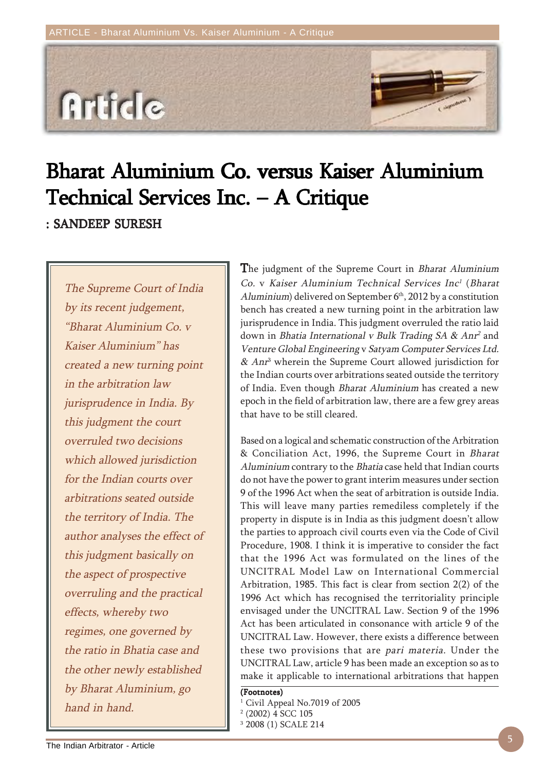# Bharat Aluminium Co. versus Kaiser Aluminium Technical Services Inc. – A Critique

**: SANDEEP SURESH**

*The Supreme Court of India by its recent judgement, "Bharat Aluminium Co. v Kaiser Aluminium" has created a new turning point in the arbitration law jurisprudence in India. By this judgment the court overruled two decisions which allowed jurisdiction for the Indian courts over arbitrations seated outside the territory of India. The author analyses the effect of this judgment basically on the aspect of prospective overruling and the practical effects, whereby two regimes, one governed by the ratio in Bhatia case and the other newly established by Bharat Aluminium, go hand in hand.*

The judgment of the Supreme Court in *Bharat Aluminium Co.* v *Kaiser Aluminium Technical Services Inc*[1] (*Bharat Aluminium*) delivered on September 6th, 2012 by a constitution bench has created a new turning point in the arbitration law jurisprudence in India. This judgment overruled the ratio laid down in *Bhatia International v Bulk Trading SA & Anr*[2] and *Venture Global Engineering* v *Satyam Computer Services Ltd. & Anr*[3] wherein the Supreme Court allowed jurisdiction for the Indian courts over arbitrations seated outside the territory of India. Even though *Bharat Aluminium* has created a new epoch in the field of arbitration law, there are a few grey areas that have to be still cleared.

Based on a logical and schematic construction of the Arbitration & Conciliation Act, 1996, the Supreme Court in *Bharat Aluminium* contrary to the *Bhatia* case held that Indian courts do not have the power to grant interim measures under section 9 of the 1996 Act when the seat of arbitration is outside India. This will leave many parties remediless completely if the property in dispute is in India as this judgment doesn't allow the parties to approach civil courts even via the Code of Civil Procedure, 1908. I think it is imperative to consider the fact that the 1996 Act was formulated on the lines of the UNCITRAL Model Law on International Commercial Arbitration, 1985. This fact is clear from section 2(2) of the 1996 Act which has recognised the territoriality principle envisaged under the UNCITRAL Law. Section 9 of the 1996 Act has been articulated in consonance with article 9 of the UNCITRAL Law. However, there exists a difference between these two provisions that are *pari materia*. Under the UNCITRAL Law, article 9 has been made an exception so as to make it applicable to international arbitrations that happen

**(Footnotes)**

[1] Civil Appeal No.7019 of 2005

[2] (2002) 4 SCC 105

[3] 2008 (1) SCALE 214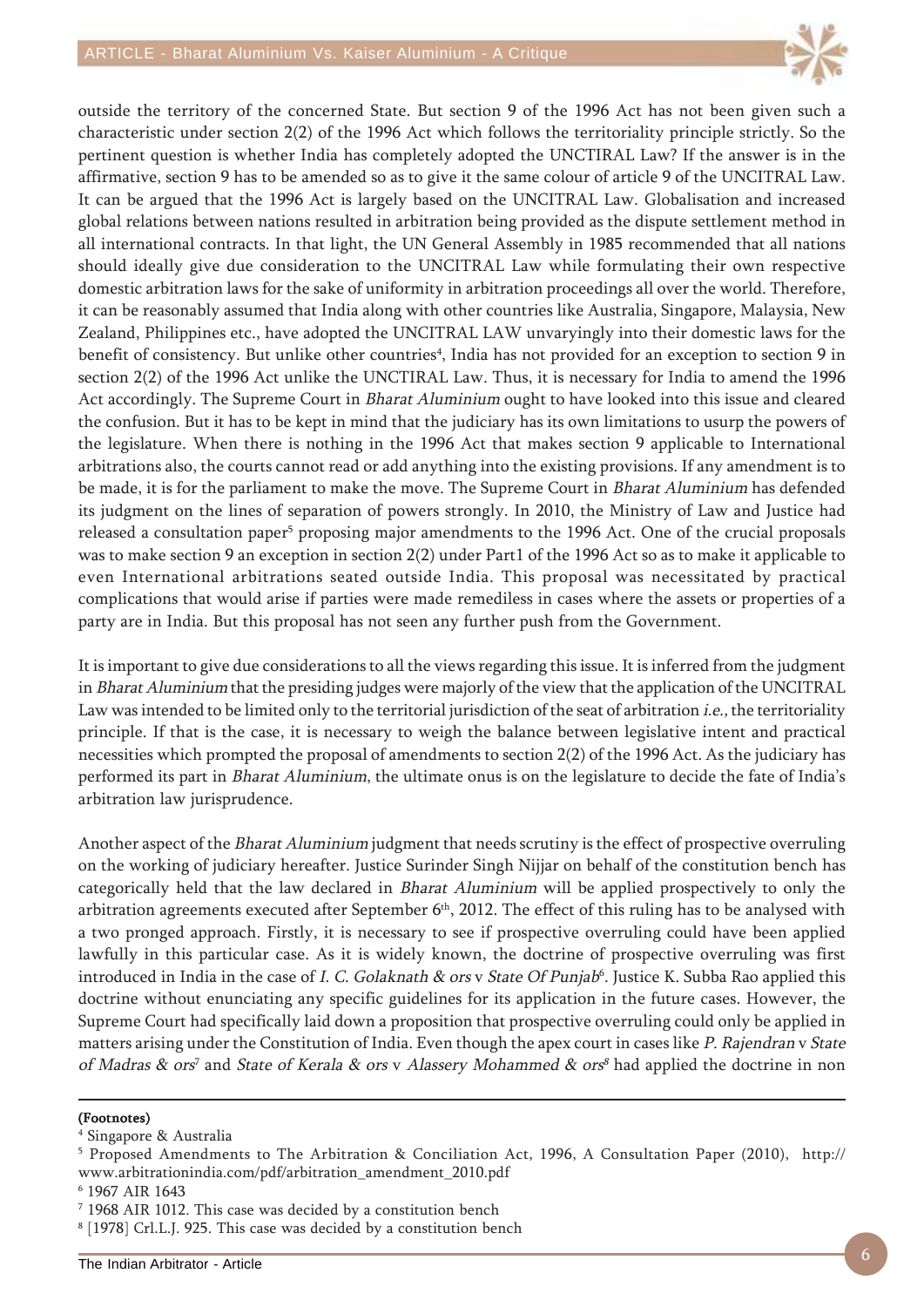outside the territory of the concerned State. But section 9 of the 1996 Act has not been given such a characteristic under section 2(2) of the 1996 Act which follows the territoriality principle strictly. So the pertinent question is whether India has completely adopted the UNCTIRAL Law? If the answer is in the affirmative, section 9 has to be amended so as to give it the same colour of article 9 of the UNCITRAL Law. It can be argued that the 1996 Act is largely based on the UNCITRAL Law. Globalisation and increased global relations between nations resulted in arbitration being provided as the dispute settlement method in all international contracts. In that light, the UN General Assembly in 1985 recommended that all nations should ideally give due consideration to the UNCITRAL Law while formulating their own respective domestic arbitration laws for the sake of uniformity in arbitration proceedings all over the world. Therefore, it can be reasonably assumed that India along with other countries like Australia, Singapore, Malaysia, New Zealand, Philippines etc., have adopted the UNCITRAL LAW unvaryingly into their domestic laws for the benefit of consistency. But unlike other countries[4], India has not provided for an exception to section 9 in section 2(2) of the 1996 Act unlike the UNCTIRAL Law. Thus, it is necessary for India to amend the 1996 Act accordingly. The Supreme Court in *Bharat Aluminium* ought to have looked into this issue and cleared the confusion. But it has to be kept in mind that the judiciary has its own limitations to usurp the powers of the legislature. When there is nothing in the 1996 Act that makes section 9 applicable to International arbitrations also, the courts cannot read or add anything into the existing provisions. If any amendment is to be made, it is for the parliament to make the move. The Supreme Court in *Bharat Aluminium* has defended its judgment on the lines of separation of powers strongly. In 2010, the Ministry of Law and Justice had released a consultation paper[5] proposing major amendments to the 1996 Act. One of the crucial proposals was to make section 9 an exception in section 2(2) under Part1 of the 1996 Act so as to make it applicable to even International arbitrations seated outside India. This proposal was necessitated by practical complications that would arise if parties were made remediless in cases where the assets or properties of a party are in India. But this proposal has not seen any further push from the Government.

It is important to give due considerations to all the views regarding this issue. It is inferred from the judgment in *Bharat Aluminium* that the presiding judges were majorly of the view that the application of the UNCITRAL Law was intended to be limited only to the territorial jurisdiction of the seat of arbitration *i.e.*, the territoriality principle. If that is the case, it is necessary to weigh the balance between legislative intent and practical necessities which prompted the proposal of amendments to section 2(2) of the 1996 Act. As the judiciary has performed its part in *Bharat Aluminium*, the ultimate onus is on the legislature to decide the fate of India's arbitration law jurisprudence.

Another aspect of the *Bharat Aluminium* judgment that needs scrutiny is the effect of prospective overruling on the working of judiciary hereafter. Justice Surinder Singh Nijjar on behalf of the constitution bench has categorically held that the law declared in *Bharat Aluminium* will be applied prospectively to only the arbitration agreements executed after September 6th, 2012. The effect of this ruling has to be analysed with a two pronged approach. Firstly, it is necessary to see if prospective overruling could have been applied lawfully in this particular case. As it is widely known, the doctrine of prospective overruling was first introduced in India in the case of *I. C. Golaknath & ors* v *State Of Punjab*[6]. Justice K. Subba Rao applied this doctrine without enunciating any specific guidelines for its application in the future cases. However, the Supreme Court had specifically laid down a proposition that prospective overruling could only be applied in matters arising under the Constitution of India. Even though the apex court in cases like *P. Rajendran* v *State of Madras & ors*[7] and *State of Kerala & ors* v *Alassery Mohammed & ors*[8] had applied the doctrine in non

**(Footnotes)**

[4] Singapore & Australia

[5] Proposed Amendments to The Arbitration & Conciliation Act, 1996, A Consultation Paper (2010), http://www.arbitrationindia.com/pdf/arbitration_amendment_2010.pdf

[6] 1967 AIR 1643

[7] 1968 AIR 1012. This case was decided by a constitution bench

[8] [1978] Crl.L.J. 925. This case was decided by a constitution bench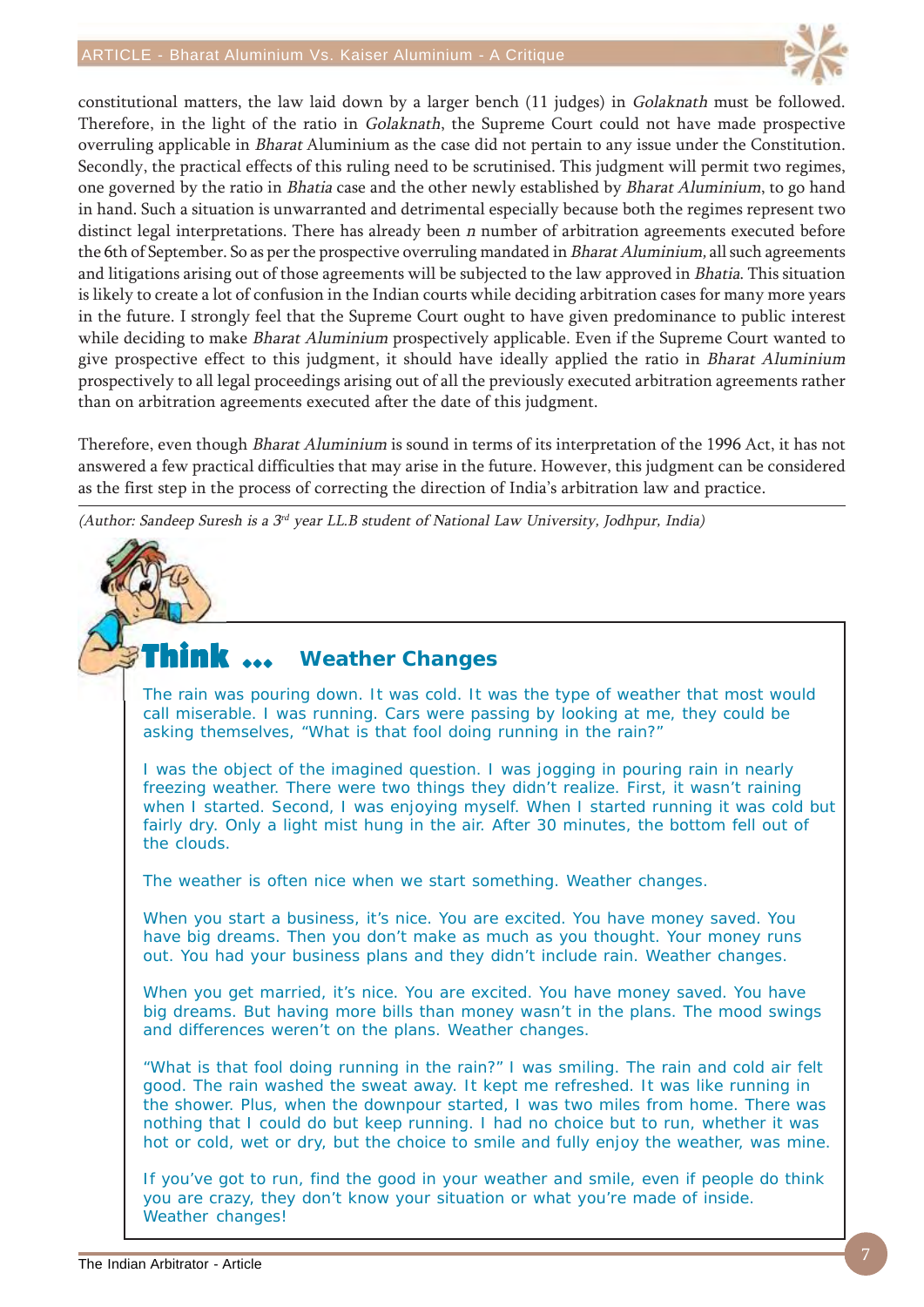constitutional matters, the law laid down by a larger bench (11 judges) in *Golaknath* must be followed. Therefore, in the light of the ratio in *Golaknath*, the Supreme Court could not have made prospective overruling applicable in *Bharat* Aluminium as the case did not pertain to any issue under the Constitution. Secondly, the practical effects of this ruling need to be scrutinised. This judgment will permit two regimes, one governed by the ratio in *Bhatia* case and the other newly established by *Bharat Aluminium*, to go hand in hand. Such a situation is unwarranted and detrimental especially because both the regimes represent two distinct legal interpretations. There has already been *n* number of arbitration agreements executed before the 6th of September. So as per the prospective overruling mandated in *Bharat Aluminium*, all such agreements and litigations arising out of those agreements will be subjected to the law approved in *Bhatia*. This situation is likely to create a lot of confusion in the Indian courts while deciding arbitration cases for many more years in the future. I strongly feel that the Supreme Court ought to have given predominance to public interest while deciding to make *Bharat Aluminium* prospectively applicable. Even if the Supreme Court wanted to give prospective effect to this judgment, it should have ideally applied the ratio in *Bharat Aluminium* prospectively to all legal proceedings arising out of all the previously executed arbitration agreements rather than on arbitration agreements executed after the date of this judgment.

Therefore, even though *Bharat Aluminium* is sound in terms of its interpretation of the 1996 Act, it has not answered a few practical difficulties that may arise in the future. However, this judgment can be considered as the first step in the process of correcting the direction of India's arbitration law and practice.

*(Author: Sandeep Suresh is a 3rd year LL.B student of National Law University, Jodhpur, India)*

## Think ... Weather Changes

The rain was pouring down. It was cold. It was the type of weather that most would call miserable. I was running. Cars were passing by looking at me, they could be asking themselves, "What is that fool doing running in the rain?"

I was the object of the imagined question. I was jogging in pouring rain in nearly freezing weather. There were two things they didn't realize. First, it wasn't raining when I started. Second, I was enjoying myself. When I started running it was cold but fairly dry. Only a light mist hung in the air. After 30 minutes, the bottom fell out of the clouds.

The weather is often nice when we start something. Weather changes.

When you start a business, it's nice. You are excited. You have money saved. You have big dreams. Then you don't make as much as you thought. Your money runs out. You had your business plans and they didn't include rain. Weather changes.

When you get married, it's nice. You are excited. You have money saved. You have big dreams. But having more bills than money wasn't in the plans. The mood swings and differences weren't on the plans. Weather changes.

"What is that fool doing running in the rain?" I was smiling. The rain and cold air felt good. The rain washed the sweat away. It kept me refreshed. It was like running in the shower. Plus, when the downpour started, I was two miles from home. There was nothing that I could do but keep running. I had no choice but to run, whether it was hot or cold, wet or dry, but the choice to smile and fully enjoy the weather, was mine.

If you've got to run, find the good in your weather and smile, even if people do think you are crazy, they don't know your situation or what you're made of inside. Weather changes!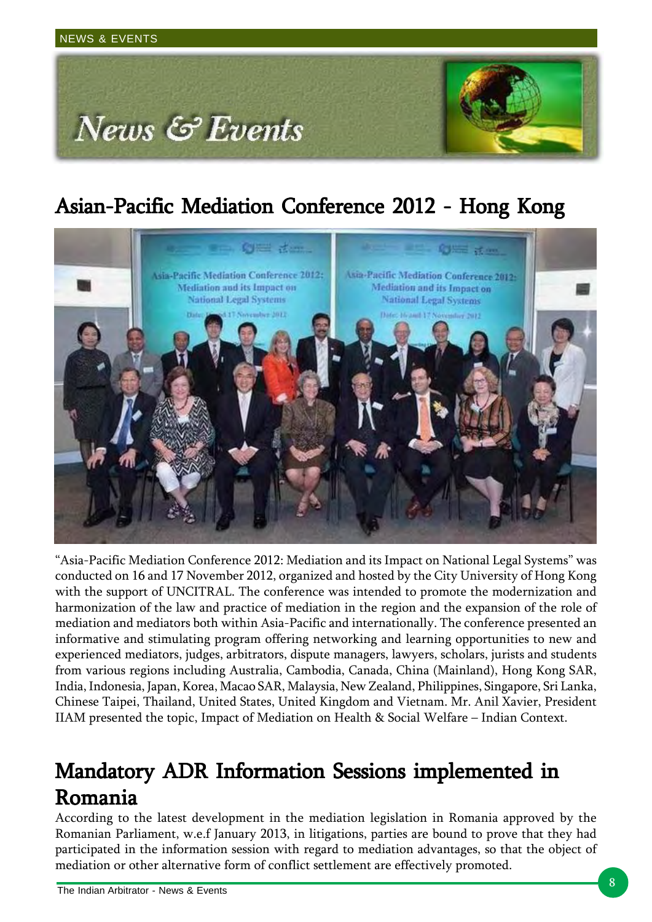# News & Events

## Asian-Pacific Mediation Conference 2012 - Hong Kong

"Asia-Pacific Mediation Conference 2012: Mediation and its Impact on National Legal Systems" was conducted on 16 and 17 November 2012, organized and hosted by the City University of Hong Kong with the support of UNCITRAL. The conference was intended to promote the modernization and harmonization of the law and practice of mediation in the region and the expansion of the role of mediation and mediators both within Asia-Pacific and internationally. The conference presented an informative and stimulating program offering networking and learning opportunities to new and experienced mediators, judges, arbitrators, dispute managers, lawyers, scholars, jurists and students from various regions including Australia, Cambodia, Canada, China (Mainland), Hong Kong SAR, India, Indonesia, Japan, Korea, Macao SAR, Malaysia, New Zealand, Philippines, Singapore, Sri Lanka, Chinese Taipei, Thailand, United States, United Kingdom and Vietnam. Mr. Anil Xavier, President IIAM presented the topic, Impact of Mediation on Health & Social Welfare – Indian Context.

## Mandatory ADR Information Sessions implemented in Romania

According to the latest development in the mediation legislation in Romania approved by the Romanian Parliament, w.e.f January 2013, in litigations, parties are bound to prove that they had participated in the information session with regard to mediation advantages, so that the object of mediation or other alternative form of conflict settlement are effectively promoted.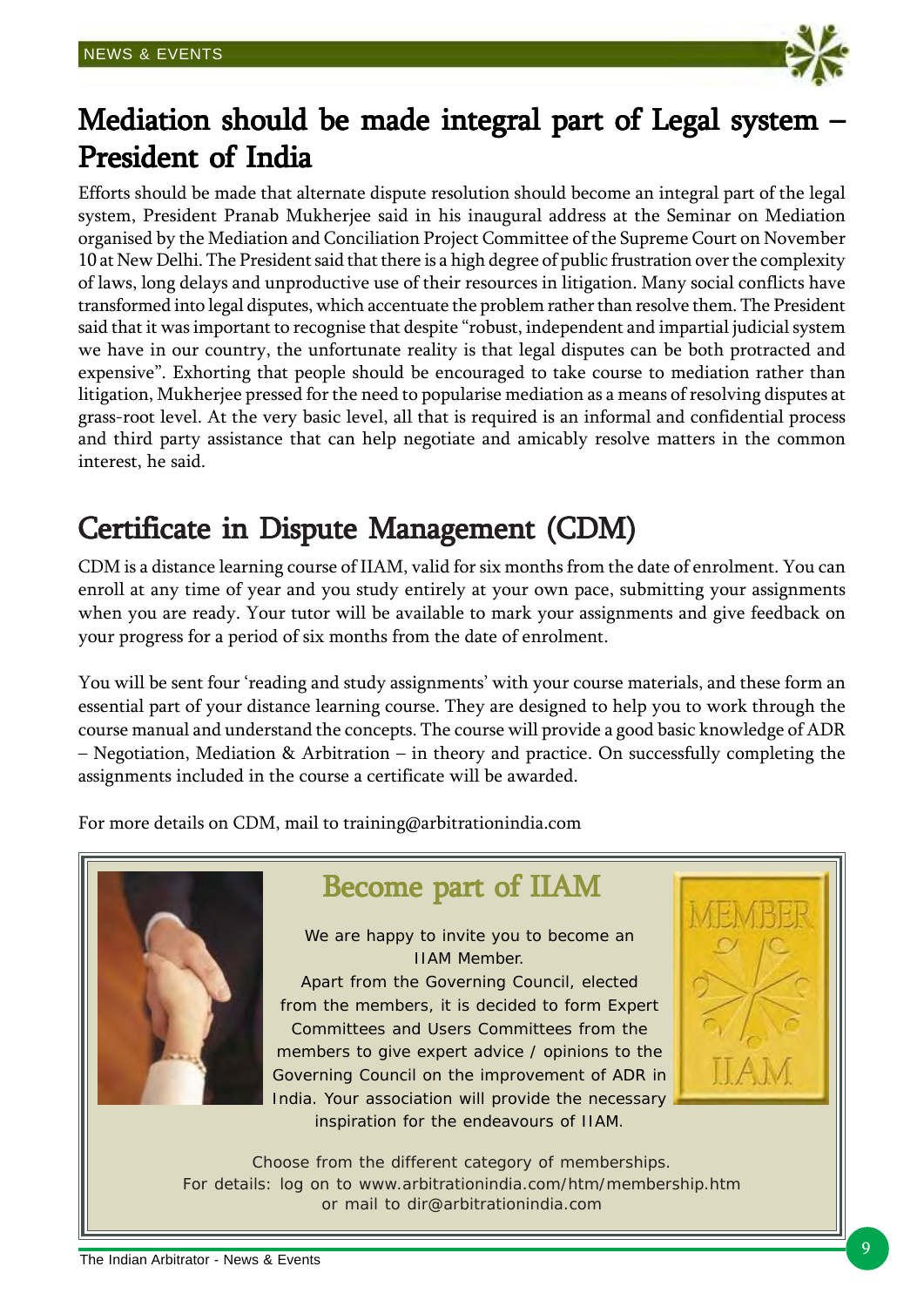# Mediation should be made integral part of Legal system – President of India

Efforts should be made that alternate dispute resolution should become an integral part of the legal system, President Pranab Mukherjee said in his inaugural address at the Seminar on Mediation organised by the Mediation and Conciliation Project Committee of the Supreme Court on November 10 at New Delhi. The President said that there is a high degree of public frustration over the complexity of laws, long delays and unproductive use of their resources in litigation. Many social conflicts have transformed into legal disputes, which accentuate the problem rather than resolve them. The President said that it was important to recognise that despite "robust, independent and impartial judicial system we have in our country, the unfortunate reality is that legal disputes can be both protracted and expensive". Exhorting that people should be encouraged to take course to mediation rather than litigation, Mukherjee pressed for the need to popularise mediation as a means of resolving disputes at grass-root level. At the very basic level, all that is required is an informal and confidential process and third party assistance that can help negotiate and amicably resolve matters in the common interest, he said.

# Certificate in Dispute Management (CDM)

CDM is a distance learning course of IIAM, valid for six months from the date of enrolment. You can enroll at any time of year and you study entirely at your own pace, submitting your assignments when you are ready. Your tutor will be available to mark your assignments and give feedback on your progress for a period of six months from the date of enrolment.

You will be sent four 'reading and study assignments' with your course materials, and these form an essential part of your distance learning course. They are designed to help you to work through the course manual and understand the concepts. The course will provide a good basic knowledge of ADR – Negotiation, Mediation & Arbitration – in theory and practice. On successfully completing the assignments included in the course a certificate will be awarded.

For more details on CDM, mail to training@arbitrationindia.com

## Become part of IIAM

We are happy to invite you to become an IIAM Member.

Apart from the Governing Council, elected from the members, it is decided to form Expert Committees and Users Committees from the members to give expert advice / opinions to the Governing Council on the improvement of ADR in India. Your association will provide the necessary inspiration for the endeavours of IIAM.

Choose from the different category of memberships.
For details: log on to www.arbitrationindia.com/htm/membership.htm
or mail to dir@arbitrationindia.com